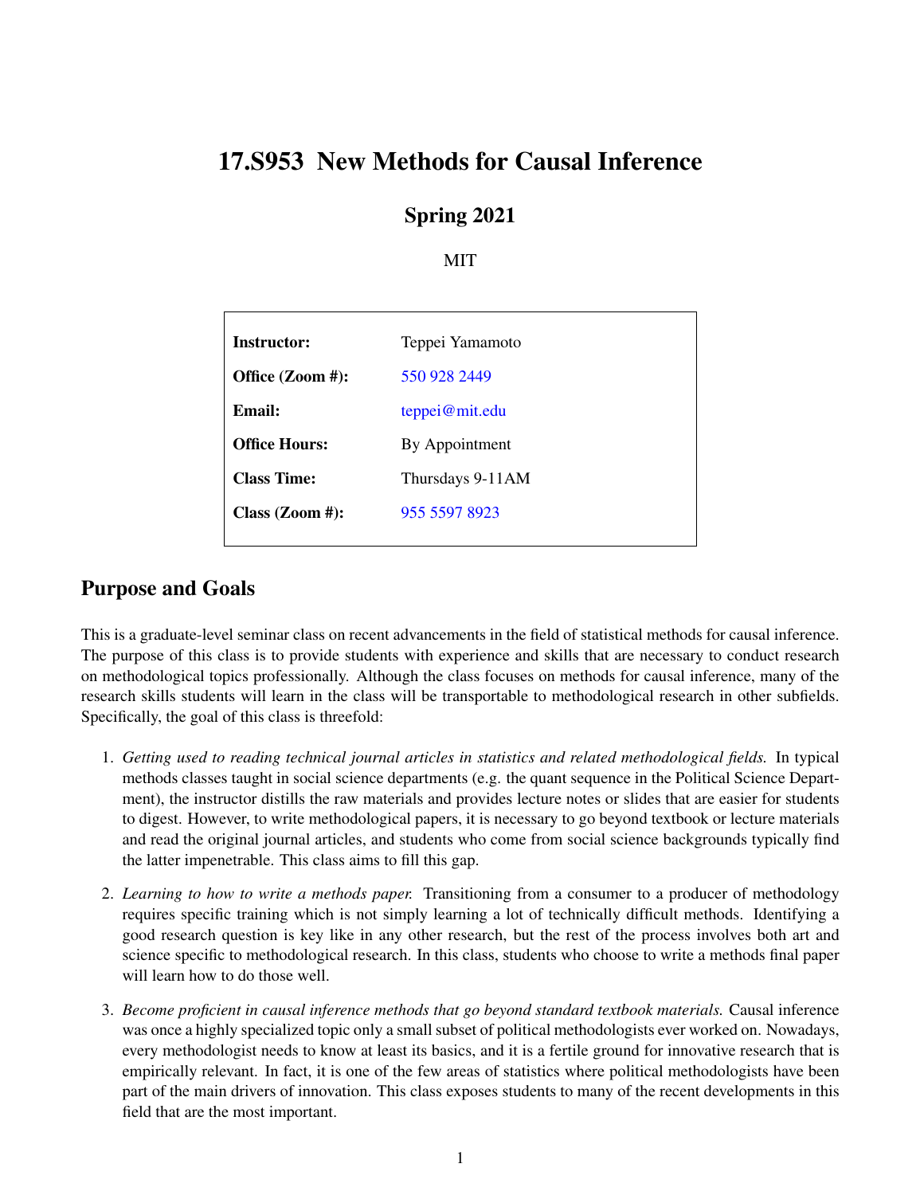# 17.S953 New Methods for Causal Inference

## Spring 2021

MIT

| | |
|---|---|
| **Instructor:** | Teppei Yamamoto |
| **Office (Zoom #):** | 550 928 2449 |
| **Email:** | teppei@mit.edu |
| **Office Hours:** | By Appointment |
| **Class Time:** | Thursdays 9-11AM |
| **Class (Zoom #):** | 955 5597 8923 |

## Purpose and Goals

This is a graduate-level seminar class on recent advancements in the field of statistical methods for causal inference. The purpose of this class is to provide students with experience and skills that are necessary to conduct research on methodological topics professionally. Although the class focuses on methods for causal inference, many of the research skills students will learn in the class will be transportable to methodological research in other subfields. Specifically, the goal of this class is threefold:

1. *Getting used to reading technical journal articles in statistics and related methodological fields.* In typical methods classes taught in social science departments (e.g. the quant sequence in the Political Science Department), the instructor distills the raw materials and provides lecture notes or slides that are easier for students to digest. However, to write methodological papers, it is necessary to go beyond textbook or lecture materials and read the original journal articles, and students who come from social science backgrounds typically find the latter impenetrable. This class aims to fill this gap.

2. *Learning to how to write a methods paper.* Transitioning from a consumer to a producer of methodology requires specific training which is not simply learning a lot of technically difficult methods. Identifying a good research question is key like in any other research, but the rest of the process involves both art and science specific to methodological research. In this class, students who choose to write a methods final paper will learn how to do those well.

3. *Become proficient in causal inference methods that go beyond standard textbook materials.* Causal inference was once a highly specialized topic only a small subset of political methodologists ever worked on. Nowadays, every methodologist needs to know at least its basics, and it is a fertile ground for innovative research that is empirically relevant. In fact, it is one of the few areas of statistics where political methodologists have been part of the main drivers of innovation. This class exposes students to many of the recent developments in this field that are the most important.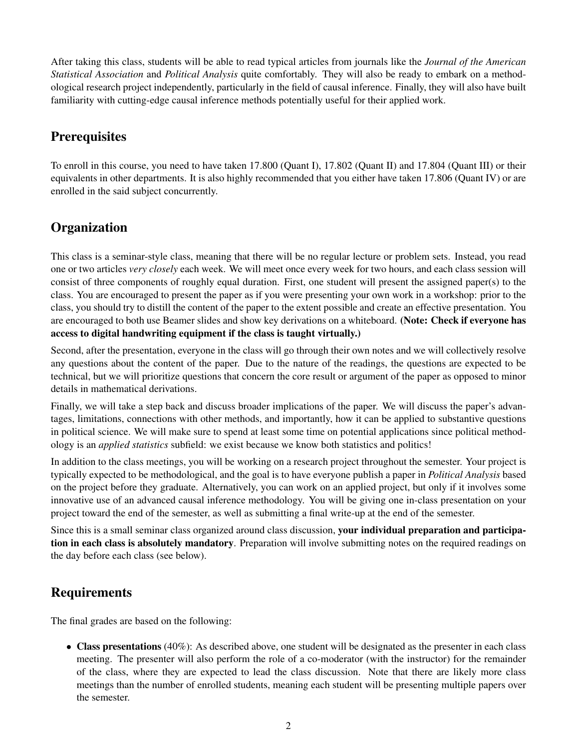After taking this class, students will be able to read typical articles from journals like the *Journal of the American Statistical Association* and *Political Analysis* quite comfortably. They will also be ready to embark on a methodological research project independently, particularly in the field of causal inference. Finally, they will also have built familiarity with cutting-edge causal inference methods potentially useful for their applied work.

## Prerequisites

To enroll in this course, you need to have taken 17.800 (Quant I), 17.802 (Quant II) and 17.804 (Quant III) or their equivalents in other departments. It is also highly recommended that you either have taken 17.806 (Quant IV) or are enrolled in the said subject concurrently.

## Organization

This class is a seminar-style class, meaning that there will be no regular lecture or problem sets. Instead, you read one or two articles *very closely* each week. We will meet once every week for two hours, and each class session will consist of three components of roughly equal duration. First, one student will present the assigned paper(s) to the class. You are encouraged to present the paper as if you were presenting your own work in a workshop: prior to the class, you should try to distill the content of the paper to the extent possible and create an effective presentation. You are encouraged to both use Beamer slides and show key derivations on a whiteboard. **(Note: Check if everyone has access to digital handwriting equipment if the class is taught virtually.)**

Second, after the presentation, everyone in the class will go through their own notes and we will collectively resolve any questions about the content of the paper. Due to the nature of the readings, the questions are expected to be technical, but we will prioritize questions that concern the core result or argument of the paper as opposed to minor details in mathematical derivations.

Finally, we will take a step back and discuss broader implications of the paper. We will discuss the paper's advantages, limitations, connections with other methods, and importantly, how it can be applied to substantive questions in political science. We will make sure to spend at least some time on potential applications since political methodology is an *applied statistics* subfield: we exist because we know both statistics and politics!

In addition to the class meetings, you will be working on a research project throughout the semester. Your project is typically expected to be methodological, and the goal is to have everyone publish a paper in *Political Analysis* based on the project before they graduate. Alternatively, you can work on an applied project, but only if it involves some innovative use of an advanced causal inference methodology. You will be giving one in-class presentation on your project toward the end of the semester, as well as submitting a final write-up at the end of the semester.

Since this is a small seminar class organized around class discussion, **your individual preparation and participation in each class is absolutely mandatory**. Preparation will involve submitting notes on the required readings on the day before each class (see below).

## Requirements

The final grades are based on the following:

- **Class presentations** (40%): As described above, one student will be designated as the presenter in each class meeting. The presenter will also perform the role of a co-moderator (with the instructor) for the remainder of the class, where they are expected to lead the class discussion. Note that there are likely more class meetings than the number of enrolled students, meaning each student will be presenting multiple papers over the semester.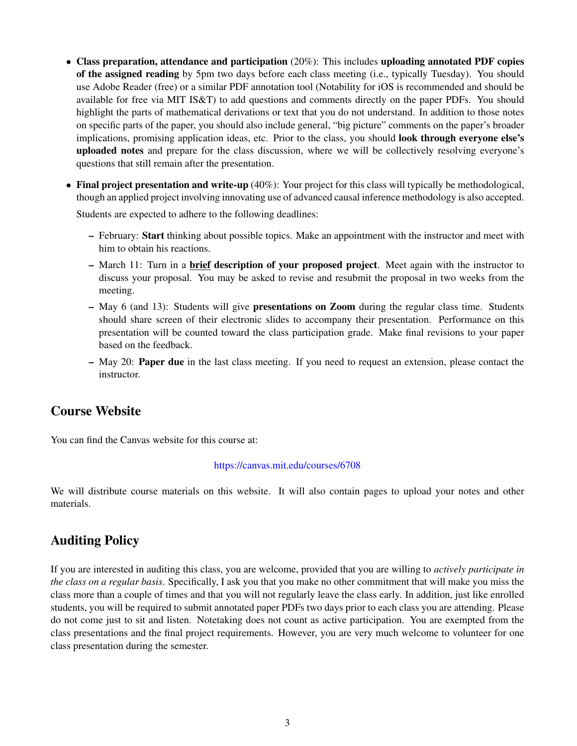- **Class preparation, attendance and participation** (20%): This includes **uploading annotated PDF copies of the assigned reading** by 5pm two days before each class meeting (i.e., typically Tuesday). You should use Adobe Reader (free) or a similar PDF annotation tool (Notability for iOS is recommended and should be available for free via MIT IS&T) to add questions and comments directly on the paper PDFs. You should highlight the parts of mathematical derivations or text that you do not understand. In addition to those notes on specific parts of the paper, you should also include general, "big picture" comments on the paper's broader implications, promising application ideas, etc. Prior to the class, you should **look through everyone else's uploaded notes** and prepare for the class discussion, where we will be collectively resolving everyone's questions that still remain after the presentation.

- **Final project presentation and write-up** (40%): Your project for this class will typically be methodological, though an applied project involving innovating use of advanced causal inference methodology is also accepted.

  Students are expected to adhere to the following deadlines:

  - February: **Start** thinking about possible topics. Make an appointment with the instructor and meet with him to obtain his reactions.
  - March 11: Turn in a **<u>brief</u> description of your proposed project**. Meet again with the instructor to discuss your proposal. You may be asked to revise and resubmit the proposal in two weeks from the meeting.
  - May 6 (and 13): Students will give **presentations on Zoom** during the regular class time. Students should share screen of their electronic slides to accompany their presentation. Performance on this presentation will be counted toward the class participation grade. Make final revisions to your paper based on the feedback.
  - May 20: **Paper due** in the last class meeting. If you need to request an extension, please contact the instructor.

## Course Website

You can find the Canvas website for this course at:

https://canvas.mit.edu/courses/6708

We will distribute course materials on this website. It will also contain pages to upload your notes and other materials.

## Auditing Policy

If you are interested in auditing this class, you are welcome, provided that you are willing to *actively participate in the class on a regular basis*. Specifically, I ask you that you make no other commitment that will make you miss the class more than a couple of times and that you will not regularly leave the class early. In addition, just like enrolled students, you will be required to submit annotated paper PDFs two days prior to each class you are attending. Please do not come just to sit and listen. Notetaking does not count as active participation. You are exempted from the class presentations and the final project requirements. However, you are very much welcome to volunteer for one class presentation during the semester.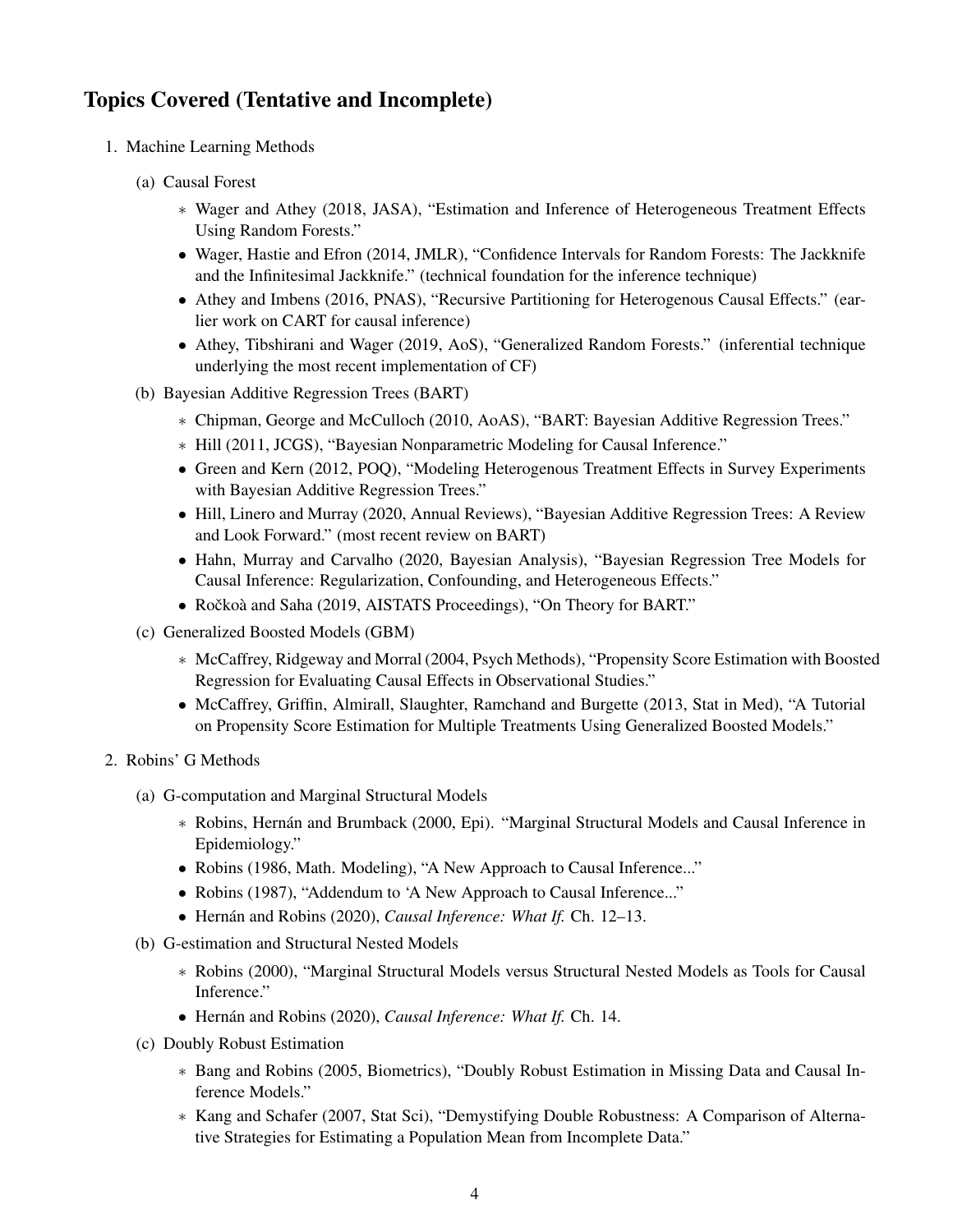## Topics Covered (Tentative and Incomplete)

1. Machine Learning Methods

   (a) Causal Forest

   - ∗ Wager and Athey (2018, JASA), "Estimation and Inference of Heterogeneous Treatment Effects Using Random Forests."
   - Wager, Hastie and Efron (2014, JMLR), "Confidence Intervals for Random Forests: The Jackknife and the Infinitesimal Jackknife." (technical foundation for the inference technique)
   - Athey and Imbens (2016, PNAS), "Recursive Partitioning for Heterogenous Causal Effects." (earlier work on CART for causal inference)
   - Athey, Tibshirani and Wager (2019, AoS), "Generalized Random Forests." (inferential technique underlying the most recent implementation of CF)

   (b) Bayesian Additive Regression Trees (BART)

   - ∗ Chipman, George and McCulloch (2010, AoAS), "BART: Bayesian Additive Regression Trees."
   - ∗ Hill (2011, JCGS), "Bayesian Nonparametric Modeling for Causal Inference."
   - Green and Kern (2012, POQ), "Modeling Heterogenous Treatment Effects in Survey Experiments with Bayesian Additive Regression Trees."
   - Hill, Linero and Murray (2020, Annual Reviews), "Bayesian Additive Regression Trees: A Review and Look Forward." (most recent review on BART)
   - Hahn, Murray and Carvalho (2020, Bayesian Analysis), "Bayesian Regression Tree Models for Causal Inference: Regularization, Confounding, and Heterogeneous Effects."
   - Ročkoà and Saha (2019, AISTATS Proceedings), "On Theory for BART."

   (c) Generalized Boosted Models (GBM)

   - ∗ McCaffrey, Ridgeway and Morral (2004, Psych Methods), "Propensity Score Estimation with Boosted Regression for Evaluating Causal Effects in Observational Studies."
   - McCaffrey, Griffin, Almirall, Slaughter, Ramchand and Burgette (2013, Stat in Med), "A Tutorial on Propensity Score Estimation for Multiple Treatments Using Generalized Boosted Models."

2. Robins' G Methods

   (a) G-computation and Marginal Structural Models

   - ∗ Robins, Hernán and Brumback (2000, Epi). "Marginal Structural Models and Causal Inference in Epidemiology."
   - Robins (1986, Math. Modeling), "A New Approach to Causal Inference..."
   - Robins (1987), "Addendum to 'A New Approach to Causal Inference..."
   - Hernán and Robins (2020), *Causal Inference: What If.* Ch. 12–13.

   (b) G-estimation and Structural Nested Models

   - ∗ Robins (2000), "Marginal Structural Models versus Structural Nested Models as Tools for Causal Inference."
   - Hernán and Robins (2020), *Causal Inference: What If.* Ch. 14.

   (c) Doubly Robust Estimation

   - ∗ Bang and Robins (2005, Biometrics), "Doubly Robust Estimation in Missing Data and Causal Inference Models."
   - ∗ Kang and Schafer (2007, Stat Sci), "Demystifying Double Robustness: A Comparison of Alternative Strategies for Estimating a Population Mean from Incomplete Data."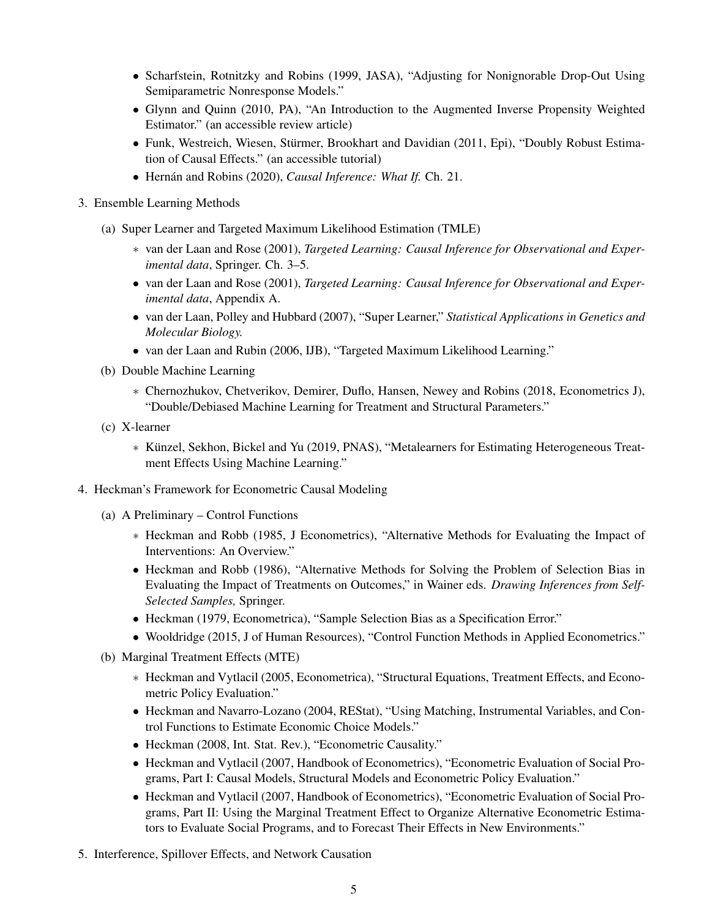- Scharfstein, Rotnitzky and Robins (1999, JASA), "Adjusting for Nonignorable Drop-Out Using Semiparametric Nonresponse Models."
- Glynn and Quinn (2010, PA), "An Introduction to the Augmented Inverse Propensity Weighted Estimator." (an accessible review article)
- Funk, Westreich, Wiesen, Stürmer, Brookhart and Davidian (2011, Epi), "Doubly Robust Estimation of Causal Effects." (an accessible tutorial)
- Hernán and Robins (2020), *Causal Inference: What If.* Ch. 21.

3. Ensemble Learning Methods

   (a) Super Learner and Targeted Maximum Likelihood Estimation (TMLE)

   ∗ van der Laan and Rose (2001), *Targeted Learning: Causal Inference for Observational and Experimental data*, Springer. Ch. 3–5.

   - van der Laan and Rose (2001), *Targeted Learning: Causal Inference for Observational and Experimental data*, Appendix A.
   - van der Laan, Polley and Hubbard (2007), "Super Learner," *Statistical Applications in Genetics and Molecular Biology.*
   - van der Laan and Rubin (2006, IJB), "Targeted Maximum Likelihood Learning."

   (b) Double Machine Learning

   ∗ Chernozhukov, Chetverikov, Demirer, Duflo, Hansen, Newey and Robins (2018, Econometrics J), "Double/Debiased Machine Learning for Treatment and Structural Parameters."

   (c) X-learner

   ∗ Künzel, Sekhon, Bickel and Yu (2019, PNAS), "Metalearners for Estimating Heterogeneous Treatment Effects Using Machine Learning."

4. Heckman's Framework for Econometric Causal Modeling

   (a) A Preliminary – Control Functions

   ∗ Heckman and Robb (1985, J Econometrics), "Alternative Methods for Evaluating the Impact of Interventions: An Overview."

   - Heckman and Robb (1986), "Alternative Methods for Solving the Problem of Selection Bias in Evaluating the Impact of Treatments on Outcomes," in Wainer eds. *Drawing Inferences from Self-Selected Samples,* Springer.
   - Heckman (1979, Econometrica), "Sample Selection Bias as a Specification Error."
   - Wooldridge (2015, J of Human Resources), "Control Function Methods in Applied Econometrics."

   (b) Marginal Treatment Effects (MTE)

   ∗ Heckman and Vytlacil (2005, Econometrica), "Structural Equations, Treatment Effects, and Econometric Policy Evaluation."

   - Heckman and Navarro-Lozano (2004, REStat), "Using Matching, Instrumental Variables, and Control Functions to Estimate Economic Choice Models."
   - Heckman (2008, Int. Stat. Rev.), "Econometric Causality."
   - Heckman and Vytlacil (2007, Handbook of Econometrics), "Econometric Evaluation of Social Programs, Part I: Causal Models, Structural Models and Econometric Policy Evaluation."
   - Heckman and Vytlacil (2007, Handbook of Econometrics), "Econometric Evaluation of Social Programs, Part II: Using the Marginal Treatment Effect to Organize Alternative Econometric Estimators to Evaluate Social Programs, and to Forecast Their Effects in New Environments."

5. Interference, Spillover Effects, and Network Causation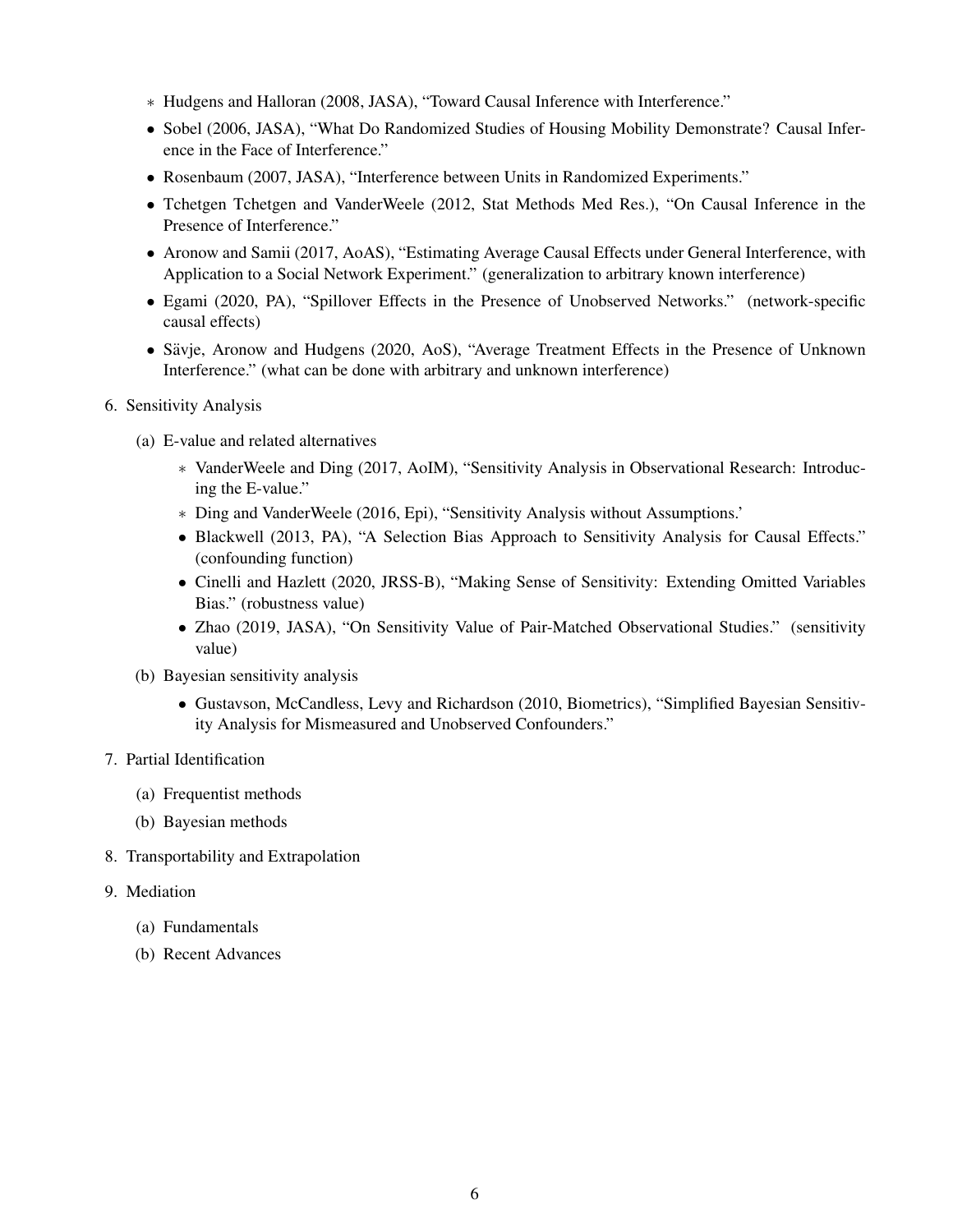* Hudgens and Halloran (2008, JASA), "Toward Causal Inference with Interference."
- Sobel (2006, JASA), "What Do Randomized Studies of Housing Mobility Demonstrate? Causal Inference in the Face of Interference."
- Rosenbaum (2007, JASA), "Interference between Units in Randomized Experiments."
- Tchetgen Tchetgen and VanderWeele (2012, Stat Methods Med Res.), "On Causal Inference in the Presence of Interference."
- Aronow and Samii (2017, AoAS), "Estimating Average Causal Effects under General Interference, with Application to a Social Network Experiment." (generalization to arbitrary known interference)
- Egami (2020, PA), "Spillover Effects in the Presence of Unobserved Networks." (network-specific causal effects)
- Sävje, Aronow and Hudgens (2020, AoS), "Average Treatment Effects in the Presence of Unknown Interference." (what can be done with arbitrary and unknown interference)

6. Sensitivity Analysis

   (a) E-value and related alternatives

      * VanderWeele and Ding (2017, AoIM), "Sensitivity Analysis in Observational Research: Introducing the E-value."
      * Ding and VanderWeele (2016, Epi), "Sensitivity Analysis without Assumptions.'
      - Blackwell (2013, PA), "A Selection Bias Approach to Sensitivity Analysis for Causal Effects." (confounding function)
      - Cinelli and Hazlett (2020, JRSS-B), "Making Sense of Sensitivity: Extending Omitted Variables Bias." (robustness value)
      - Zhao (2019, JASA), "On Sensitivity Value of Pair-Matched Observational Studies." (sensitivity value)

   (b) Bayesian sensitivity analysis

      - Gustavson, McCandless, Levy and Richardson (2010, Biometrics), "Simplified Bayesian Sensitivity Analysis for Mismeasured and Unobserved Confounders."

7. Partial Identification

   (a) Frequentist methods

   (b) Bayesian methods

8. Transportability and Extrapolation

9. Mediation

   (a) Fundamentals

   (b) Recent Advances